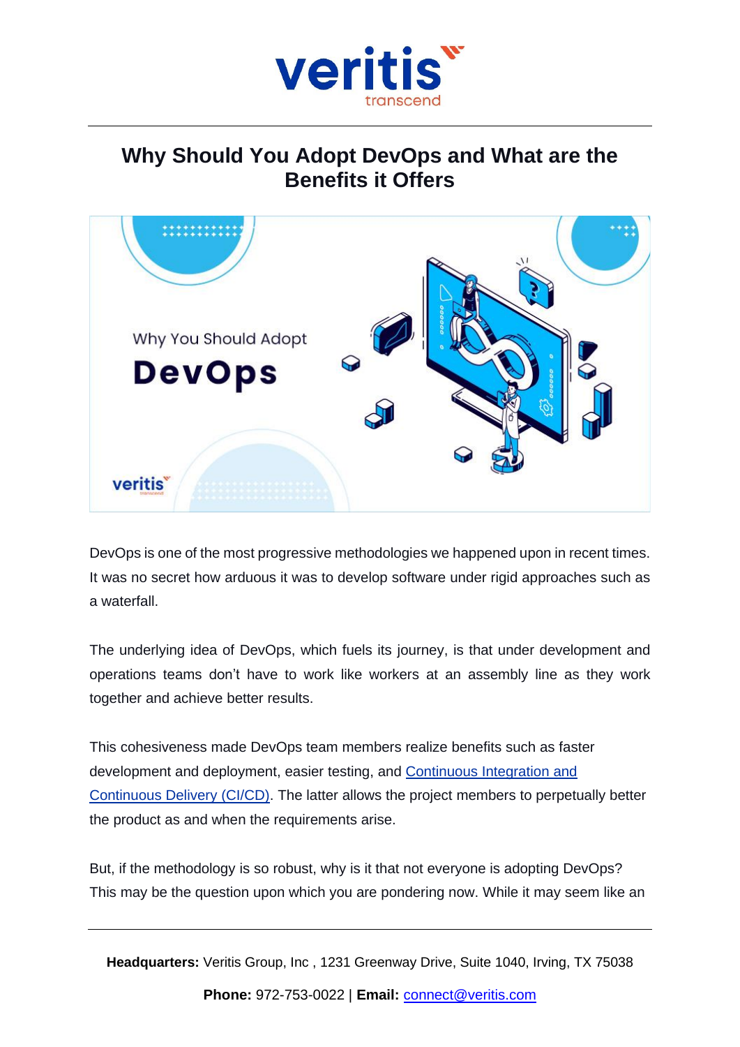# Why Should You Adopt DevOps and What are the Benefits it Offers

DevOps is one of the most progressive methodologies we happened upon in recent times. It was no secret how arduous it was to develop software under rigid approaches such as a waterfall.

The underlying idea of DevOps, which fuels its journey, is that under development and operations teams don't have to work like workers at an assembly line as they work together and achieve better results.

This cohesiveness made DevOps team members realize benefits such as faster development and deployment, easier testing, and [Continuous Integration and Continuous Delivery (CI/CD)](). The latter allows the project members to perpetually better the product as and when the requirements arise.

But, if the methodology is so robust, why is it that not everyone is adopting DevOps? This may be the question upon which you are pondering now. While it may seem like an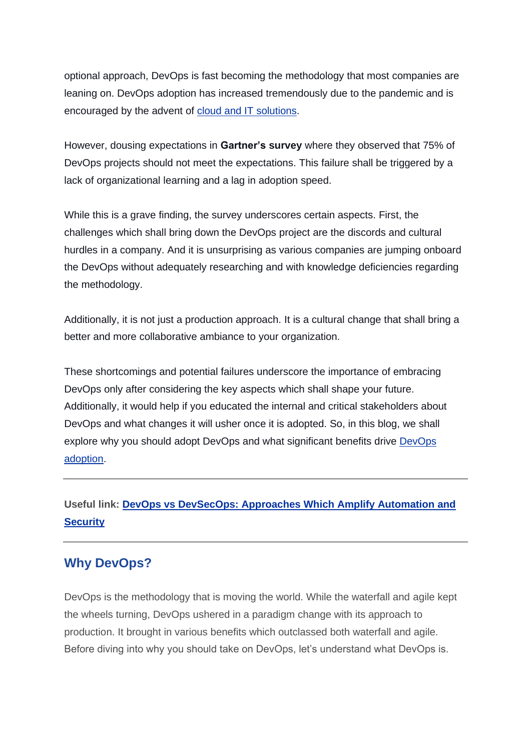optional approach, DevOps is fast becoming the methodology that most companies are leaning on. DevOps adoption has increased tremendously due to the pandemic and is encouraged by the advent of [cloud and IT solutions](#).

However, dousing expectations in **Gartner's survey** where they observed that 75% of DevOps projects should not meet the expectations. This failure shall be triggered by a lack of organizational learning and a lag in adoption speed.

While this is a grave finding, the survey underscores certain aspects. First, the challenges which shall bring down the DevOps project are the discords and cultural hurdles in a company. And it is unsurprising as various companies are jumping onboard the DevOps without adequately researching and with knowledge deficiencies regarding the methodology.

Additionally, it is not just a production approach. It is a cultural change that shall bring a better and more collaborative ambiance to your organization.

These shortcomings and potential failures underscore the importance of embracing DevOps only after considering the key aspects which shall shape your future. Additionally, it would help if you educated the internal and critical stakeholders about DevOps and what changes it will usher once it is adopted. So, in this blog, we shall explore why you should adopt DevOps and what significant benefits drive [DevOps adoption](#).

---

**Useful link: [DevOps vs DevSecOps: Approaches Which Amplify Automation and Security](#)**

---

## Why DevOps?

DevOps is the methodology that is moving the world. While the waterfall and agile kept the wheels turning, DevOps ushered in a paradigm change with its approach to production. It brought in various benefits which outclassed both waterfall and agile. Before diving into why you should take on DevOps, let's understand what DevOps is.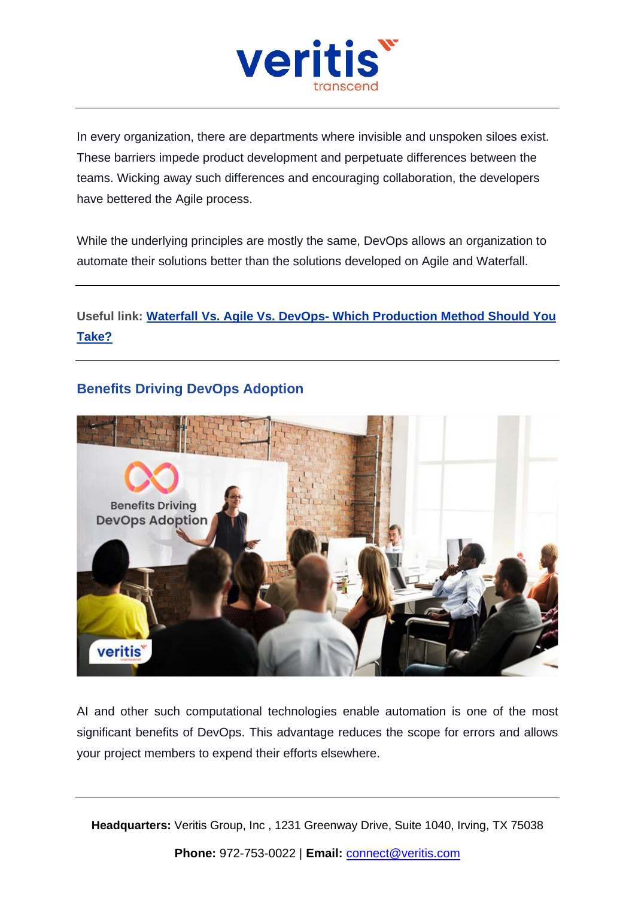In every organization, there are departments where invisible and unspoken siloes exist. These barriers impede product development and perpetuate differences between the teams. Wicking away such differences and encouraging collaboration, the developers have bettered the Agile process.

While the underlying principles are mostly the same, DevOps allows an organization to automate their solutions better than the solutions developed on Agile and Waterfall.

---

**Useful link:** **Waterfall Vs. Agile Vs. DevOps- Which Production Method Should You Take?**

---

## Benefits Driving DevOps Adoption

AI and other such computational technologies enable automation is one of the most significant benefits of DevOps. This advantage reduces the scope for errors and allows your project members to expend their efforts elsewhere.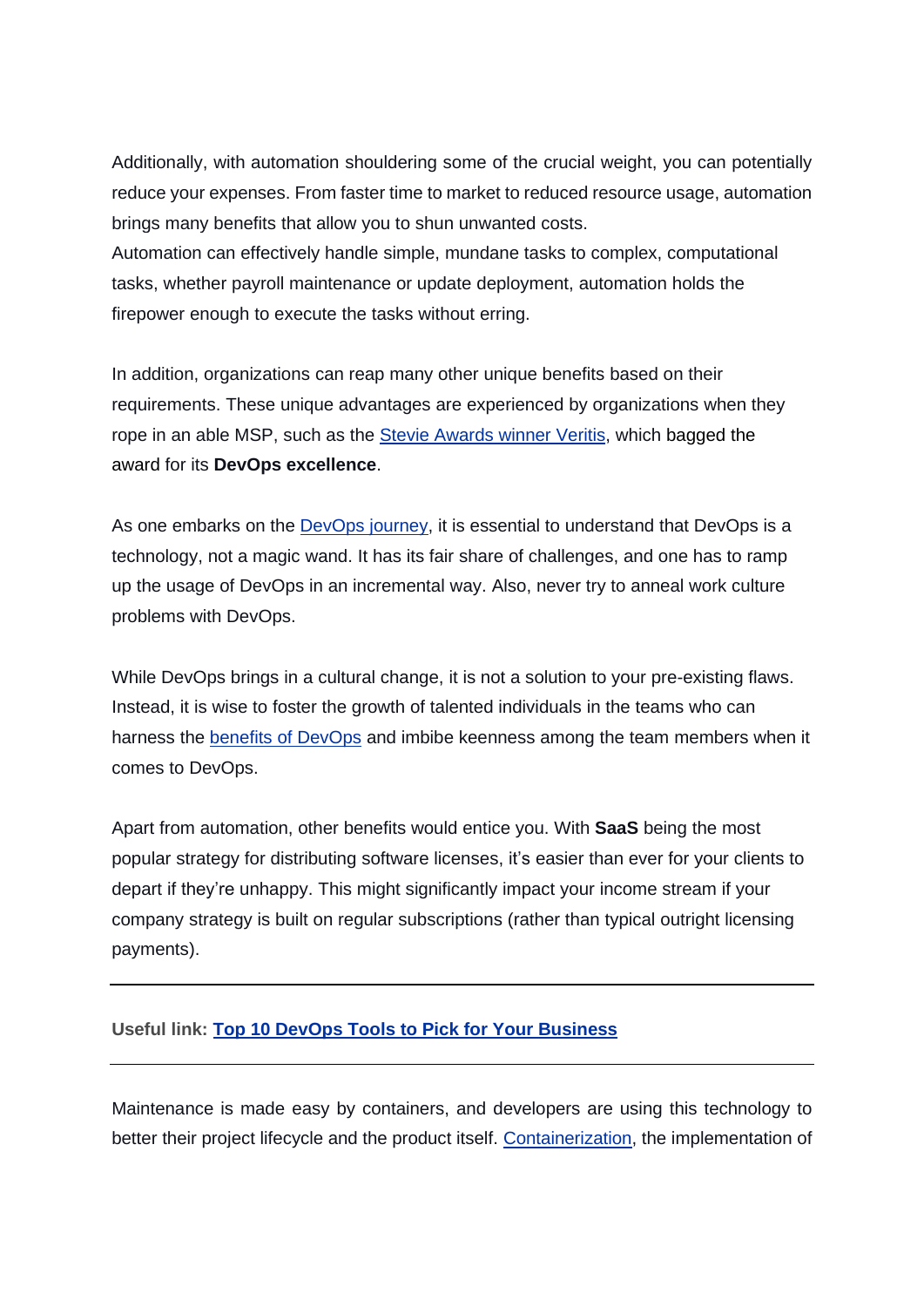Additionally, with automation shouldering some of the crucial weight, you can potentially reduce your expenses. From faster time to market to reduced resource usage, automation brings many benefits that allow you to shun unwanted costs.
Automation can effectively handle simple, mundane tasks to complex, computational tasks, whether payroll maintenance or update deployment, automation holds the firepower enough to execute the tasks without erring.

In addition, organizations can reap many other unique benefits based on their requirements. These unique advantages are experienced by organizations when they rope in an able MSP, such as the Stevie Awards winner Veritis, which bagged the award for its **DevOps excellence**.

As one embarks on the DevOps journey, it is essential to understand that DevOps is a technology, not a magic wand. It has its fair share of challenges, and one has to ramp up the usage of DevOps in an incremental way. Also, never try to anneal work culture problems with DevOps.

While DevOps brings in a cultural change, it is not a solution to your pre-existing flaws. Instead, it is wise to foster the growth of talented individuals in the teams who can harness the benefits of DevOps and imbibe keenness among the team members when it comes to DevOps.

Apart from automation, other benefits would entice you. With **SaaS** being the most popular strategy for distributing software licenses, it's easier than ever for your clients to depart if they're unhappy. This might significantly impact your income stream if your company strategy is built on regular subscriptions (rather than typical outright licensing payments).

---

**Useful link: Top 10 DevOps Tools to Pick for Your Business**

---

Maintenance is made easy by containers, and developers are using this technology to better their project lifecycle and the product itself. Containerization, the implementation of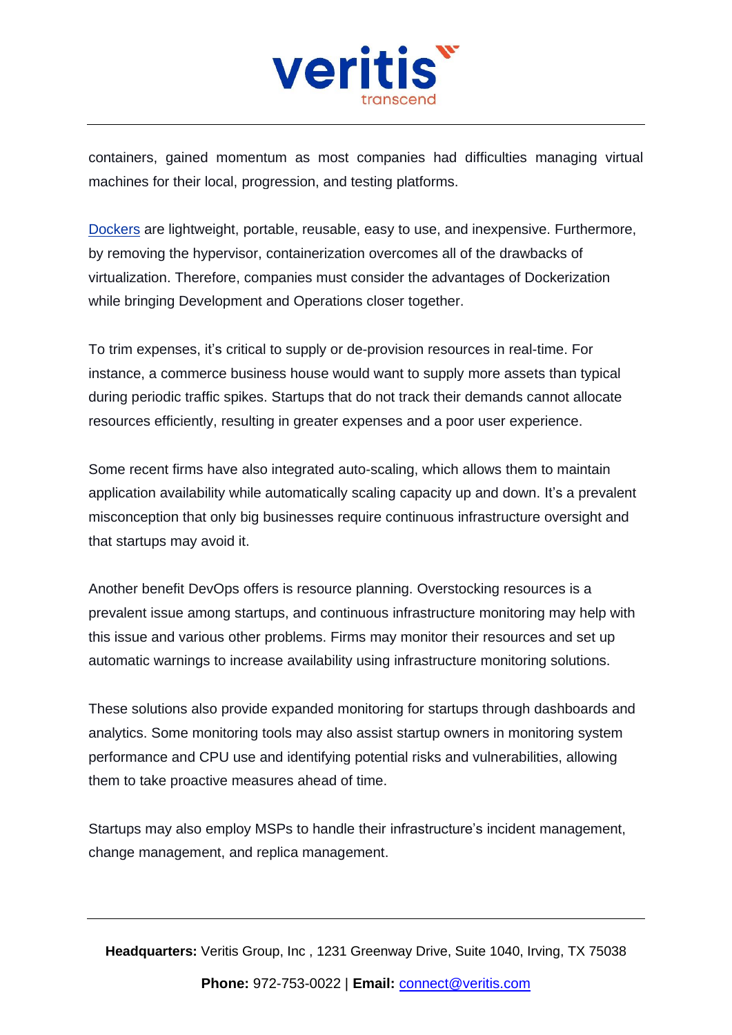containers, gained momentum as most companies had difficulties managing virtual machines for their local, progression, and testing platforms.

Dockers are lightweight, portable, reusable, easy to use, and inexpensive. Furthermore, by removing the hypervisor, containerization overcomes all of the drawbacks of virtualization. Therefore, companies must consider the advantages of Dockerization while bringing Development and Operations closer together.

To trim expenses, it's critical to supply or de-provision resources in real-time. For instance, a commerce business house would want to supply more assets than typical during periodic traffic spikes. Startups that do not track their demands cannot allocate resources efficiently, resulting in greater expenses and a poor user experience.

Some recent firms have also integrated auto-scaling, which allows them to maintain application availability while automatically scaling capacity up and down. It's a prevalent misconception that only big businesses require continuous infrastructure oversight and that startups may avoid it.

Another benefit DevOps offers is resource planning. Overstocking resources is a prevalent issue among startups, and continuous infrastructure monitoring may help with this issue and various other problems. Firms may monitor their resources and set up automatic warnings to increase availability using infrastructure monitoring solutions.

These solutions also provide expanded monitoring for startups through dashboards and analytics. Some monitoring tools may also assist startup owners in monitoring system performance and CPU use and identifying potential risks and vulnerabilities, allowing them to take proactive measures ahead of time.

Startups may also employ MSPs to handle their infrastructure's incident management, change management, and replica management.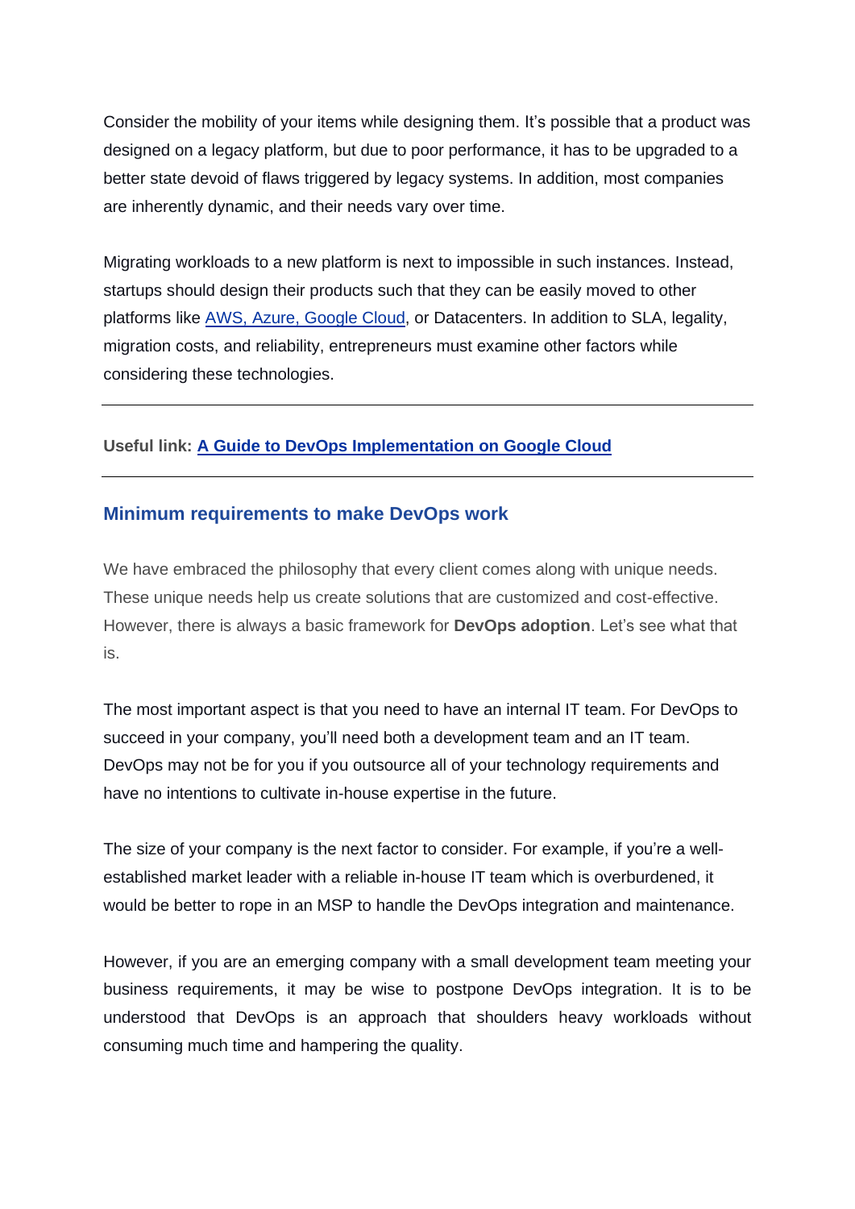Consider the mobility of your items while designing them. It's possible that a product was designed on a legacy platform, but due to poor performance, it has to be upgraded to a better state devoid of flaws triggered by legacy systems. In addition, most companies are inherently dynamic, and their needs vary over time.

Migrating workloads to a new platform is next to impossible in such instances. Instead, startups should design their products such that they can be easily moved to other platforms like AWS, Azure, Google Cloud, or Datacenters. In addition to SLA, legality, migration costs, and reliability, entrepreneurs must examine other factors while considering these technologies.

---

**Useful link: A Guide to DevOps Implementation on Google Cloud**

---

## Minimum requirements to make DevOps work

We have embraced the philosophy that every client comes along with unique needs. These unique needs help us create solutions that are customized and cost-effective. However, there is always a basic framework for **DevOps adoption**. Let's see what that is.

The most important aspect is that you need to have an internal IT team. For DevOps to succeed in your company, you'll need both a development team and an IT team. DevOps may not be for you if you outsource all of your technology requirements and have no intentions to cultivate in-house expertise in the future.

The size of your company is the next factor to consider. For example, if you're a well-established market leader with a reliable in-house IT team which is overburdened, it would be better to rope in an MSP to handle the DevOps integration and maintenance.

However, if you are an emerging company with a small development team meeting your business requirements, it may be wise to postpone DevOps integration. It is to be understood that DevOps is an approach that shoulders heavy workloads without consuming much time and hampering the quality.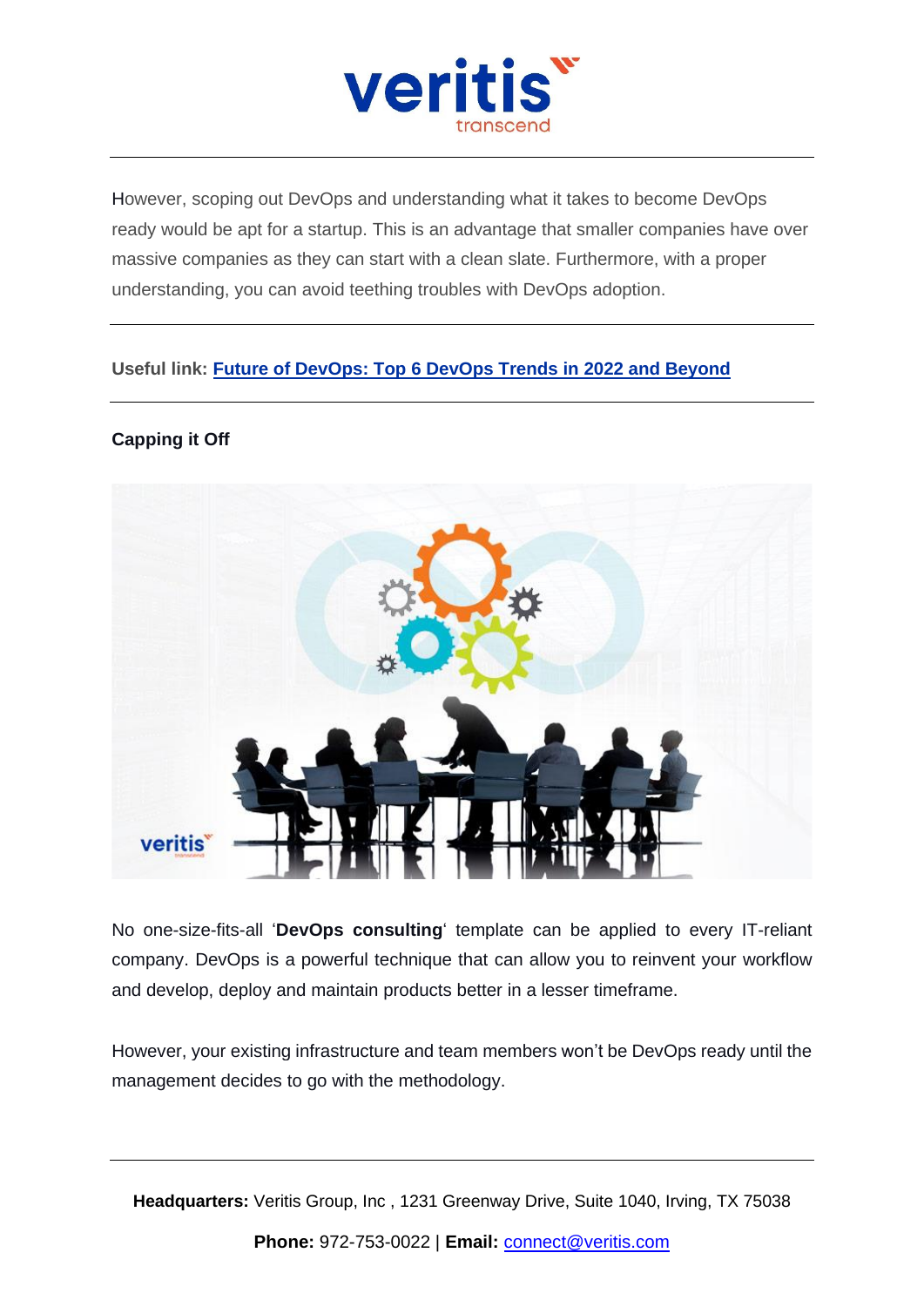However, scoping out DevOps and understanding what it takes to become DevOps ready would be apt for a startup. This is an advantage that smaller companies have over massive companies as they can start with a clean slate. Furthermore, with a proper understanding, you can avoid teething troubles with DevOps adoption.

---

**Useful link: [Future of DevOps: Top 6 DevOps Trends in 2022 and Beyond]()**

---

**Capping it Off**

No one-size-fits-all '**DevOps consulting**' template can be applied to every IT-reliant company. DevOps is a powerful technique that can allow you to reinvent your workflow and develop, deploy and maintain products better in a lesser timeframe.

However, your existing infrastructure and team members won't be DevOps ready until the management decides to go with the methodology.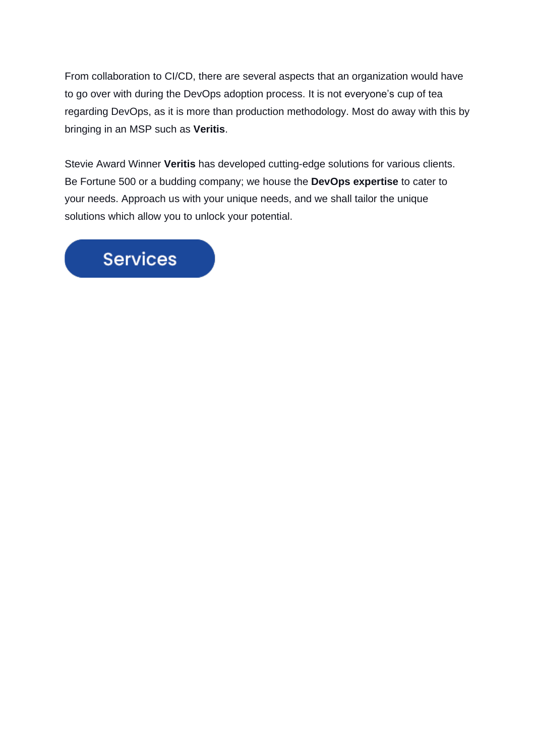From collaboration to CI/CD, there are several aspects that an organization would have to go over with during the DevOps adoption process. It is not everyone's cup of tea regarding DevOps, as it is more than production methodology. Most do away with this by bringing in an MSP such as **Veritis**.

Stevie Award Winner **Veritis** has developed cutting-edge solutions for various clients. Be Fortune 500 or a budding company; we house the **DevOps expertise** to cater to your needs. Approach us with your unique needs, and we shall tailor the unique solutions which allow you to unlock your potential.

Services